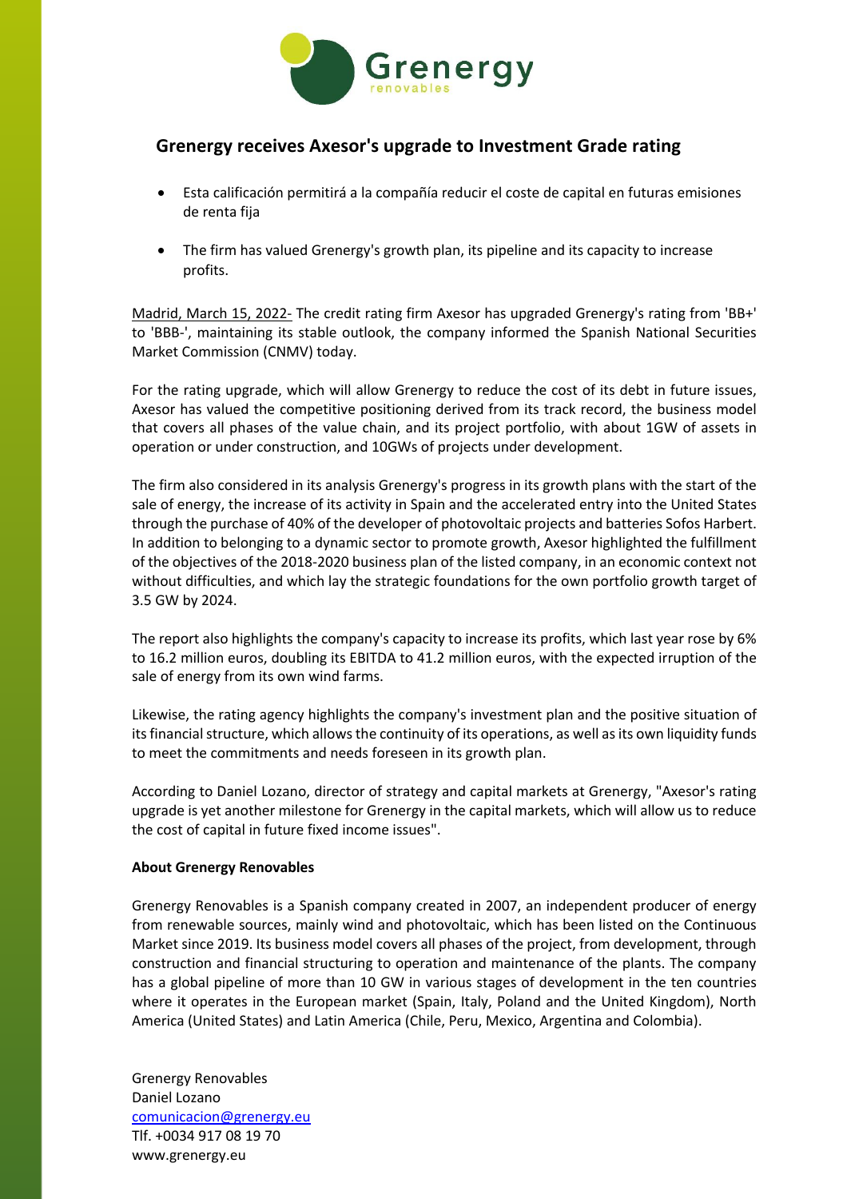# Grenergy receives Axesor's upgrade to Investment Grade rating

- Esta calificación permitirá a la compañía reducir el coste de capital en futuras emisiones de renta fija
- The firm has valued Grenergy's growth plan, its pipeline and its capacity to increase profits.

Madrid, March 15, 2022- The credit rating firm Axesor has upgraded Grenergy's rating from 'BB+' to 'BBB-', maintaining its stable outlook, the company informed the Spanish National Securities Market Commission (CNMV) today.

For the rating upgrade, which will allow Grenergy to reduce the cost of its debt in future issues, Axesor has valued the competitive positioning derived from its track record, the business model that covers all phases of the value chain, and its project portfolio, with about 1GW of assets in operation or under construction, and 10GWs of projects under development.

The firm also considered in its analysis Grenergy's progress in its growth plans with the start of the sale of energy, the increase of its activity in Spain and the accelerated entry into the United States through the purchase of 40% of the developer of photovoltaic projects and batteries Sofos Harbert. In addition to belonging to a dynamic sector to promote growth, Axesor highlighted the fulfillment of the objectives of the 2018-2020 business plan of the listed company, in an economic context not without difficulties, and which lay the strategic foundations for the own portfolio growth target of 3.5 GW by 2024.

The report also highlights the company's capacity to increase its profits, which last year rose by 6% to 16.2 million euros, doubling its EBITDA to 41.2 million euros, with the expected irruption of the sale of energy from its own wind farms.

Likewise, the rating agency highlights the company's investment plan and the positive situation of its financial structure, which allows the continuity of its operations, as well as its own liquidity funds to meet the commitments and needs foreseen in its growth plan.

According to Daniel Lozano, director of strategy and capital markets at Grenergy, "Axesor's rating upgrade is yet another milestone for Grenergy in the capital markets, which will allow us to reduce the cost of capital in future fixed income issues".

**About Grenergy Renovables**

Grenergy Renovables is a Spanish company created in 2007, an independent producer of energy from renewable sources, mainly wind and photovoltaic, which has been listed on the Continuous Market since 2019. Its business model covers all phases of the project, from development, through construction and financial structuring to operation and maintenance of the plants. The company has a global pipeline of more than 10 GW in various stages of development in the ten countries where it operates in the European market (Spain, Italy, Poland and the United Kingdom), North America (United States) and Latin America (Chile, Peru, Mexico, Argentina and Colombia).

Grenergy Renovables
Daniel Lozano
comunicacion@grenergy.eu
Tlf. +0034 917 08 19 70
www.grenergy.eu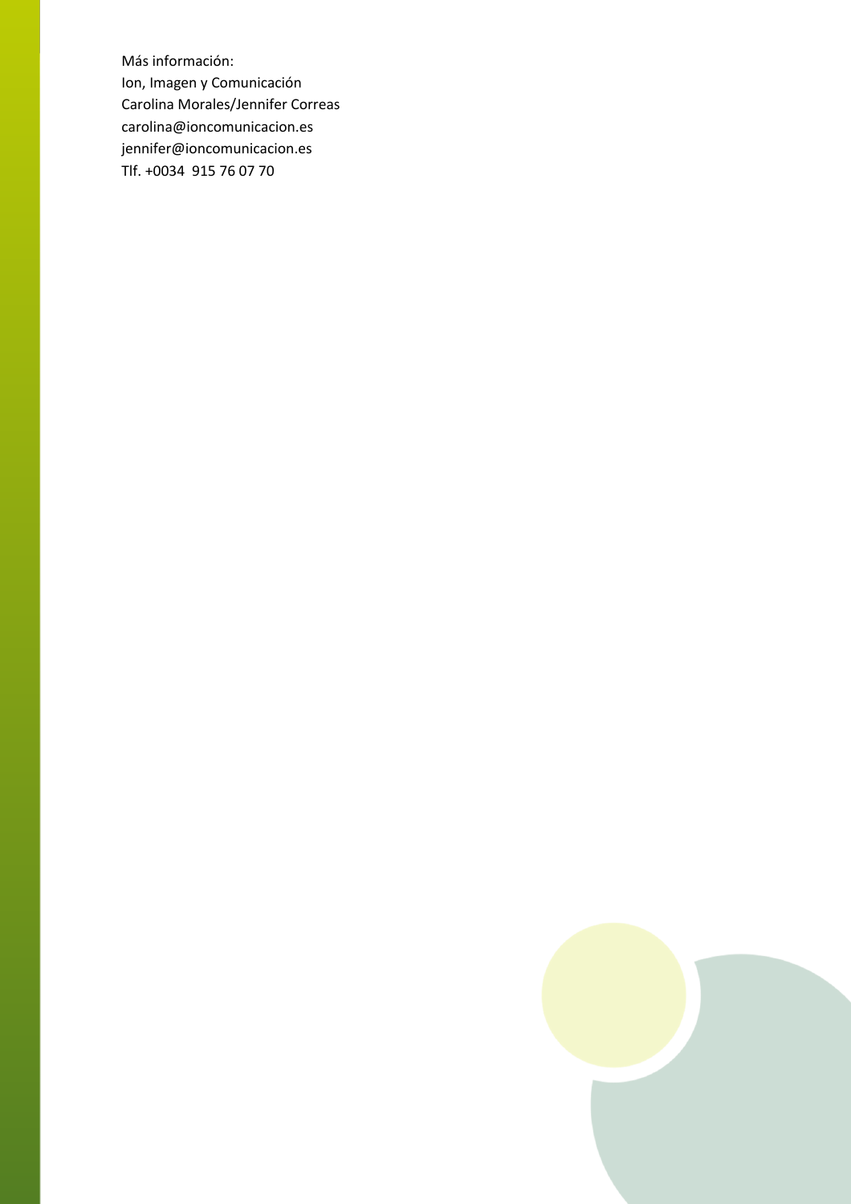Más información:
Ion, Imagen y Comunicación
Carolina Morales/Jennifer Correas
carolina@ioncomunicacion.es
jennifer@ioncomunicacion.es
Tlf. +0034 915 76 07 70